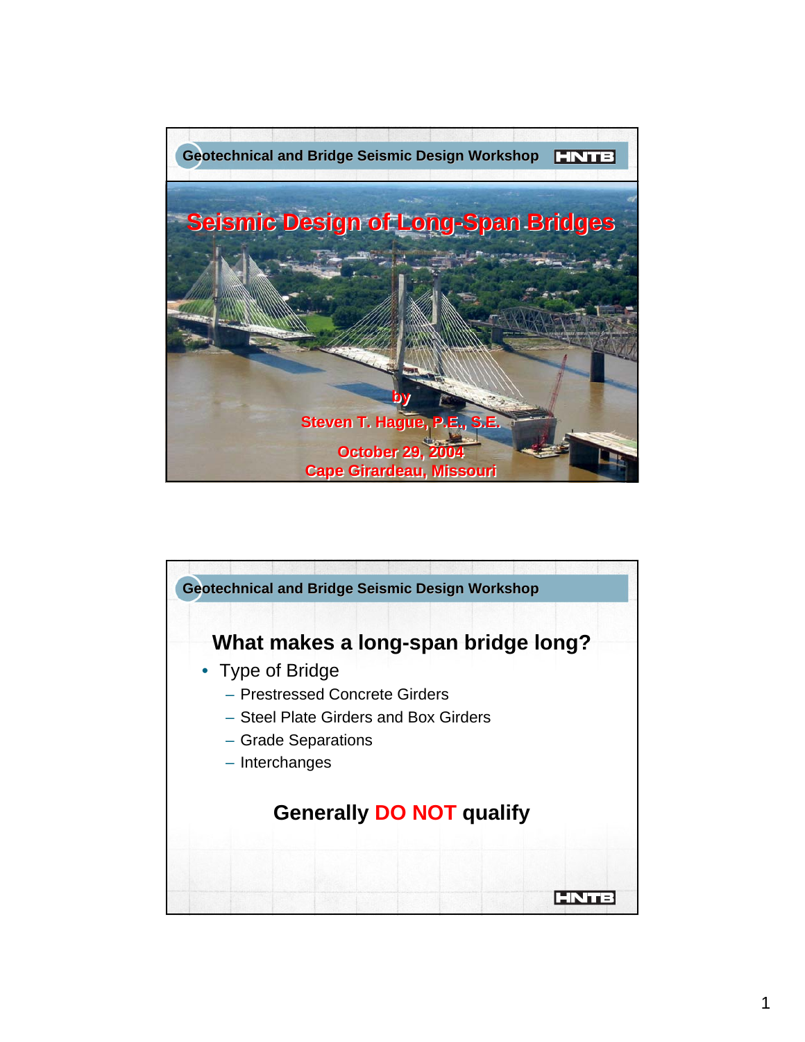Geotechnical and Bridge Seismic Design Workshop

# Seismic Design of Long-Span Bridges

by

Steven T. Hague, P.E., S.E.

October 29, 2004

Cape Girardeau, Missouri

---

Geotechnical and Bridge Seismic Design Workshop

## What makes a long-span bridge long?

- Type of Bridge
  - Prestressed Concrete Girders
  - Steel Plate Girders and Box Girders
  - Grade Separations
  - Interchanges

**Generally DO NOT qualify**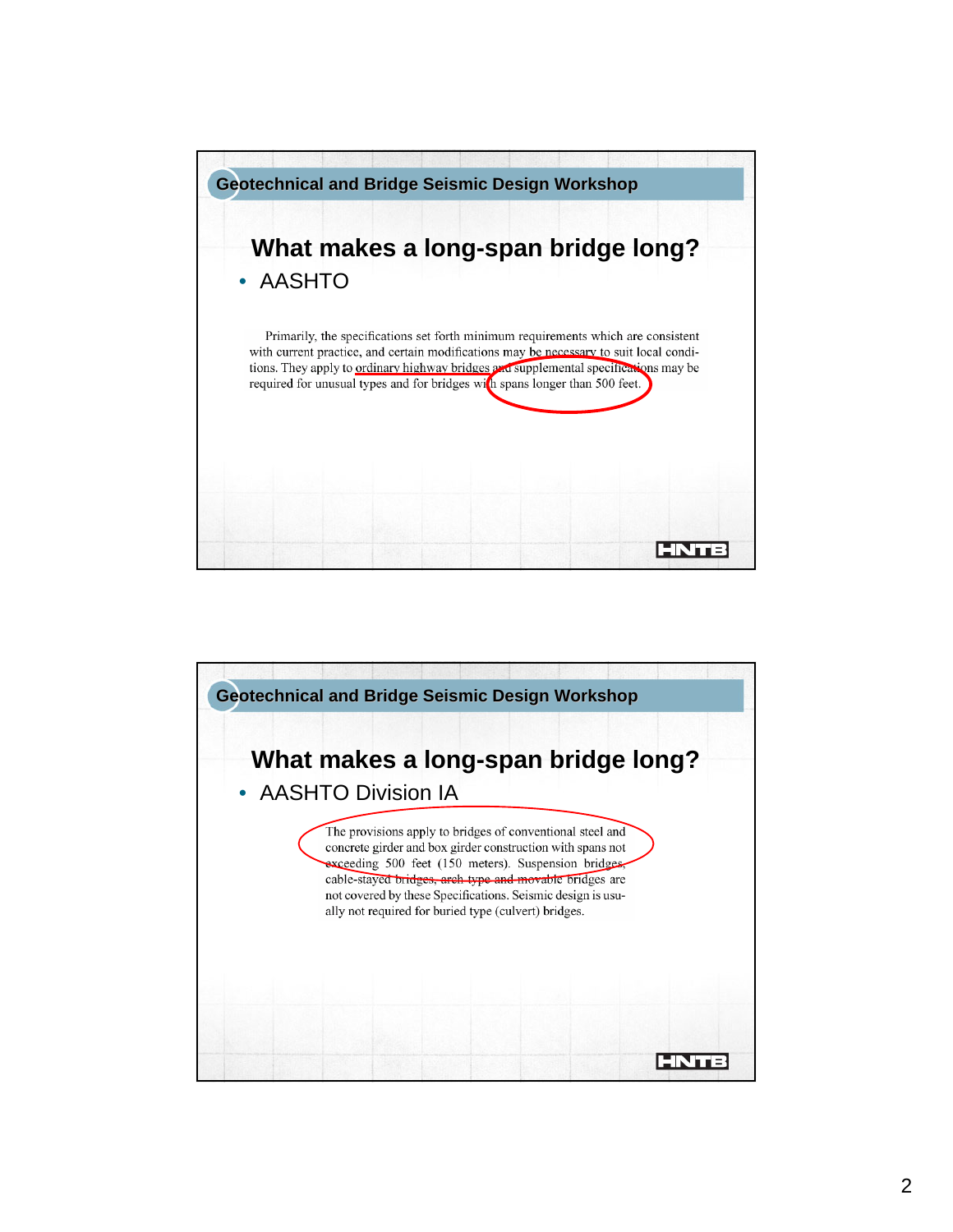## Geotechnical and Bridge Seismic Design Workshop

### What makes a long-span bridge long?

- AASHTO

Primarily, the specifications set forth minimum requirements which are consistent with current practice, and certain modifications may be necessary to suit local conditions. They apply to ordinary highway bridges and supplemental specifications may be required for unusual types and for bridges with spans longer than 500 feet.

## Geotechnical and Bridge Seismic Design Workshop

### What makes a long-span bridge long?

- AASHTO Division IA

The provisions apply to bridges of conventional steel and concrete girder and box girder construction with spans not exceeding 500 feet (150 meters). Suspension bridges, cable-stayed bridges, arch type and movable bridges are not covered by these Specifications. Seismic design is usually not required for buried type (culvert) bridges.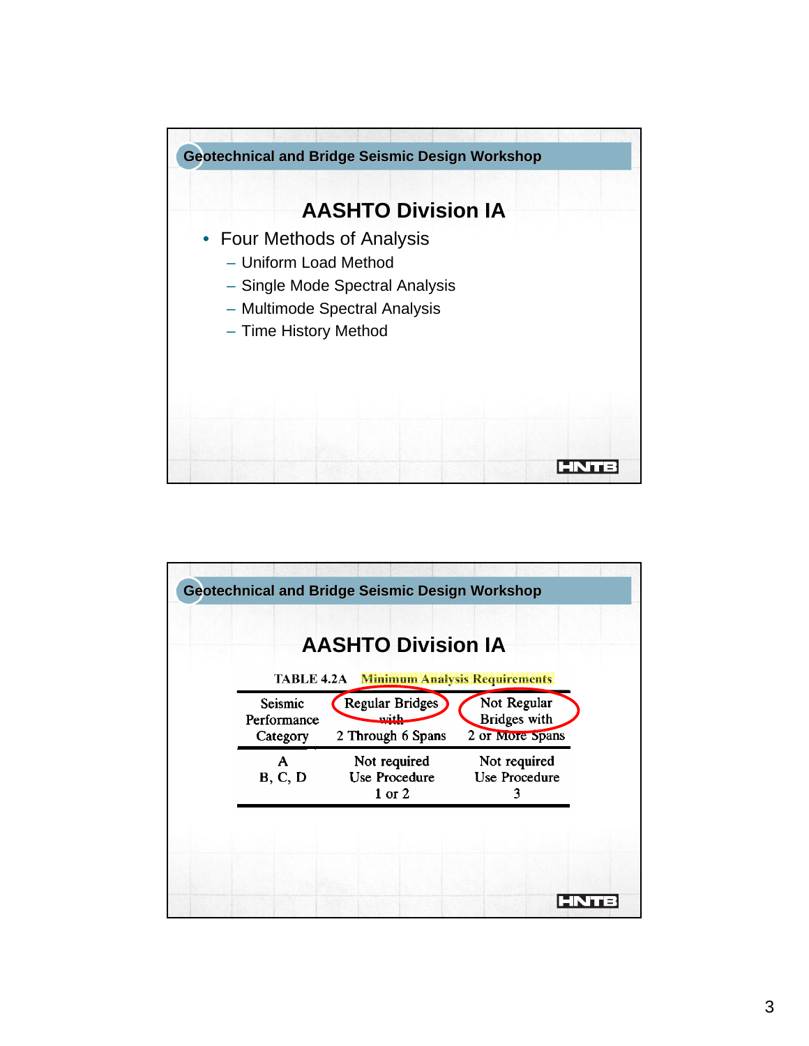Geotechnical and Bridge Seismic Design Workshop

## AASHTO Division IA

- Four Methods of Analysis
  - Uniform Load Method
  - Single Mode Spectral Analysis
  - Multimode Spectral Analysis
  - Time History Method

Geotechnical and Bridge Seismic Design Workshop

## AASHTO Division IA

TABLE 4.2A Minimum Analysis Requirements

| Seismic Performance Category | Regular Bridges with 2 Through 6 Spans | Not Regular Bridges with 2 or More Spans |
|---|---|---|
| A | Not required | Not required |
| B, C, D | Use Procedure 1 or 2 | Use Procedure 3 |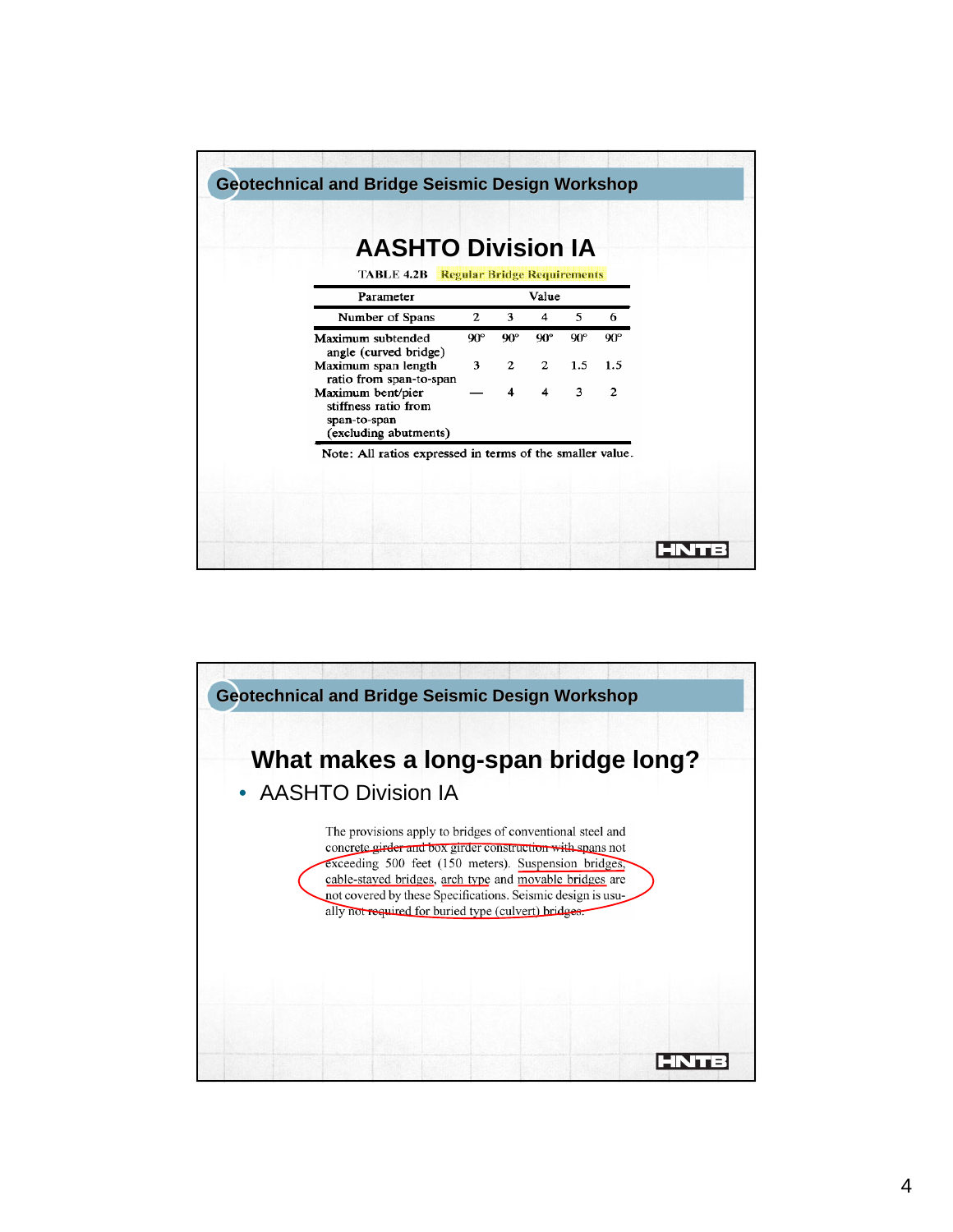## Geotechnical and Bridge Seismic Design Workshop

# AASHTO Division IA

TABLE 4.2B Regular Bridge Requirements

| Parameter | Value | | | | |
|---|---|---|---|---|---|
| Number of Spans | 2 | 3 | 4 | 5 | 6 |
| Maximum subtended angle (curved bridge) | 90° | 90° | 90° | 90° | 90° |
| Maximum span length ratio from span-to-span | 3 | 2 | 2 | 1.5 | 1.5 |
| Maximum bent/pier stiffness ratio from span-to-span (excluding abutments) | — | 4 | 4 | 3 | 2 |

Note: All ratios expressed in terms of the smaller value.

## Geotechnical and Bridge Seismic Design Workshop

# What makes a long-span bridge long?

- AASHTO Division IA

The provisions apply to bridges of conventional steel and concrete girder and box girder construction with spans not exceeding 500 feet (150 meters). Suspension bridges, cable-stayed bridges, arch type and movable bridges are not covered by these Specifications. Seismic design is usually not required for buried type (culvert) bridges.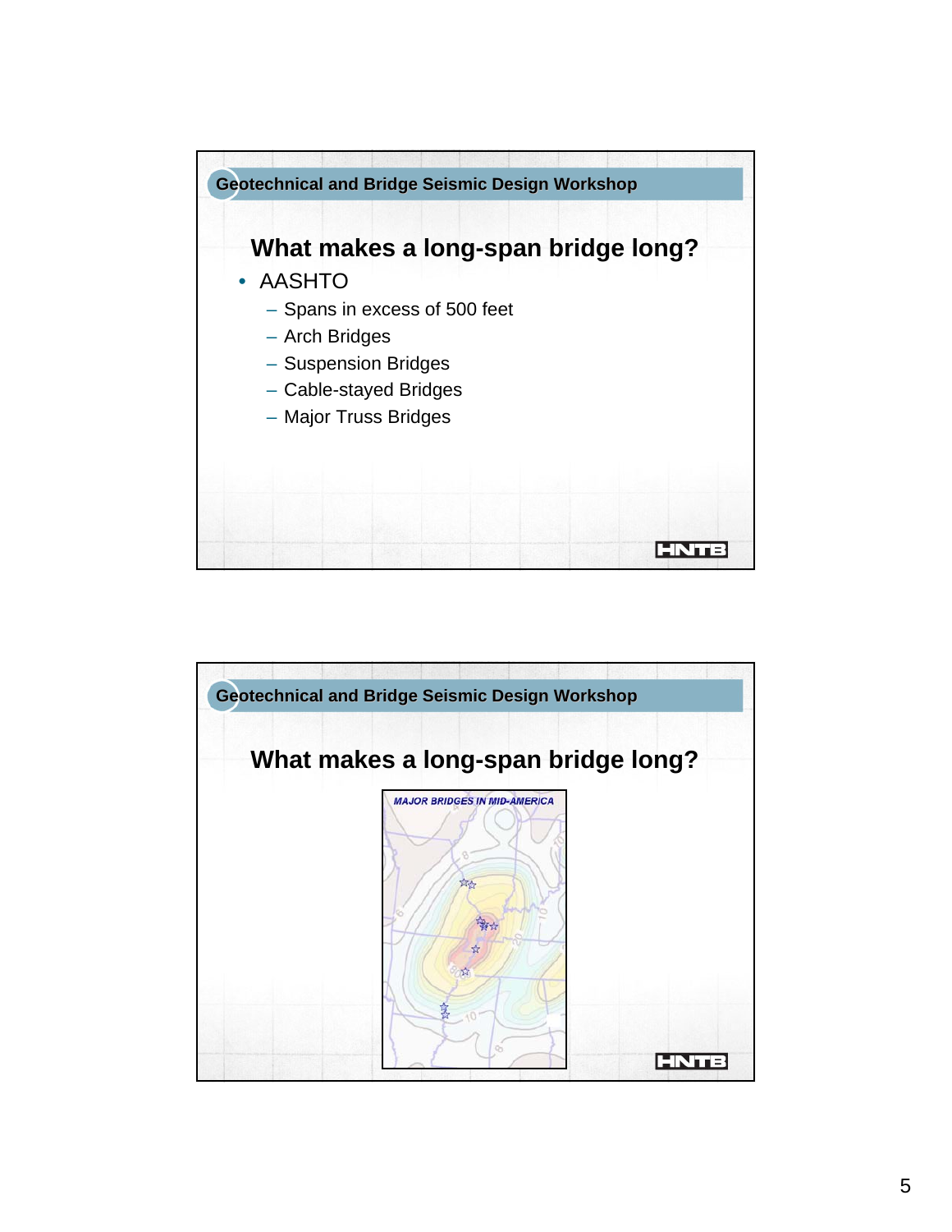## What makes a long-span bridge long?

- AASHTO
  - Spans in excess of 500 feet
  - Arch Bridges
  - Suspension Bridges
  - Cable-stayed Bridges
  - Major Truss Bridges

## What makes a long-span bridge long?

MAJOR BRIDGES IN MID-AMERICA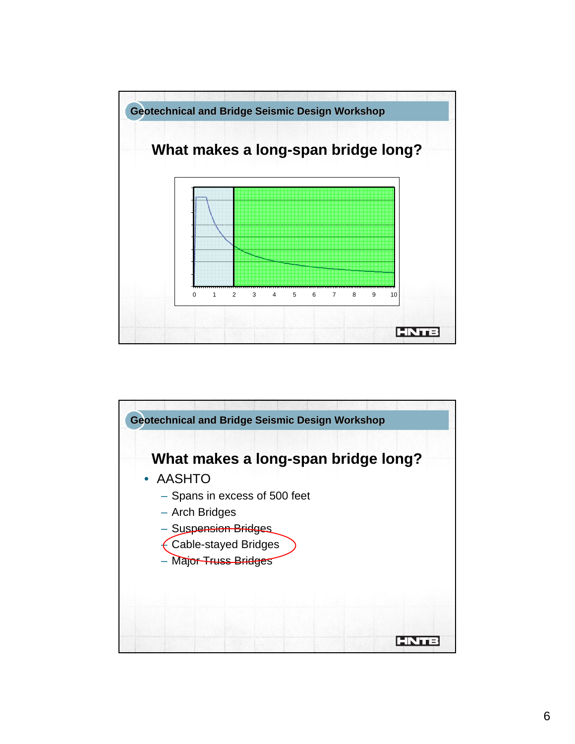## Geotechnical and Bridge Seismic Design Workshop

# What makes a long-span bridge long?

0 1 2 3 4 5 6 7 8 9 10

## Geotechnical and Bridge Seismic Design Workshop

# What makes a long-span bridge long?

- AASHTO
  - Spans in excess of 500 feet
  - Arch Bridges
  - ~~Suspension Bridges~~
  - Cable-stayed Bridges
  - ~~Major Truss Bridges~~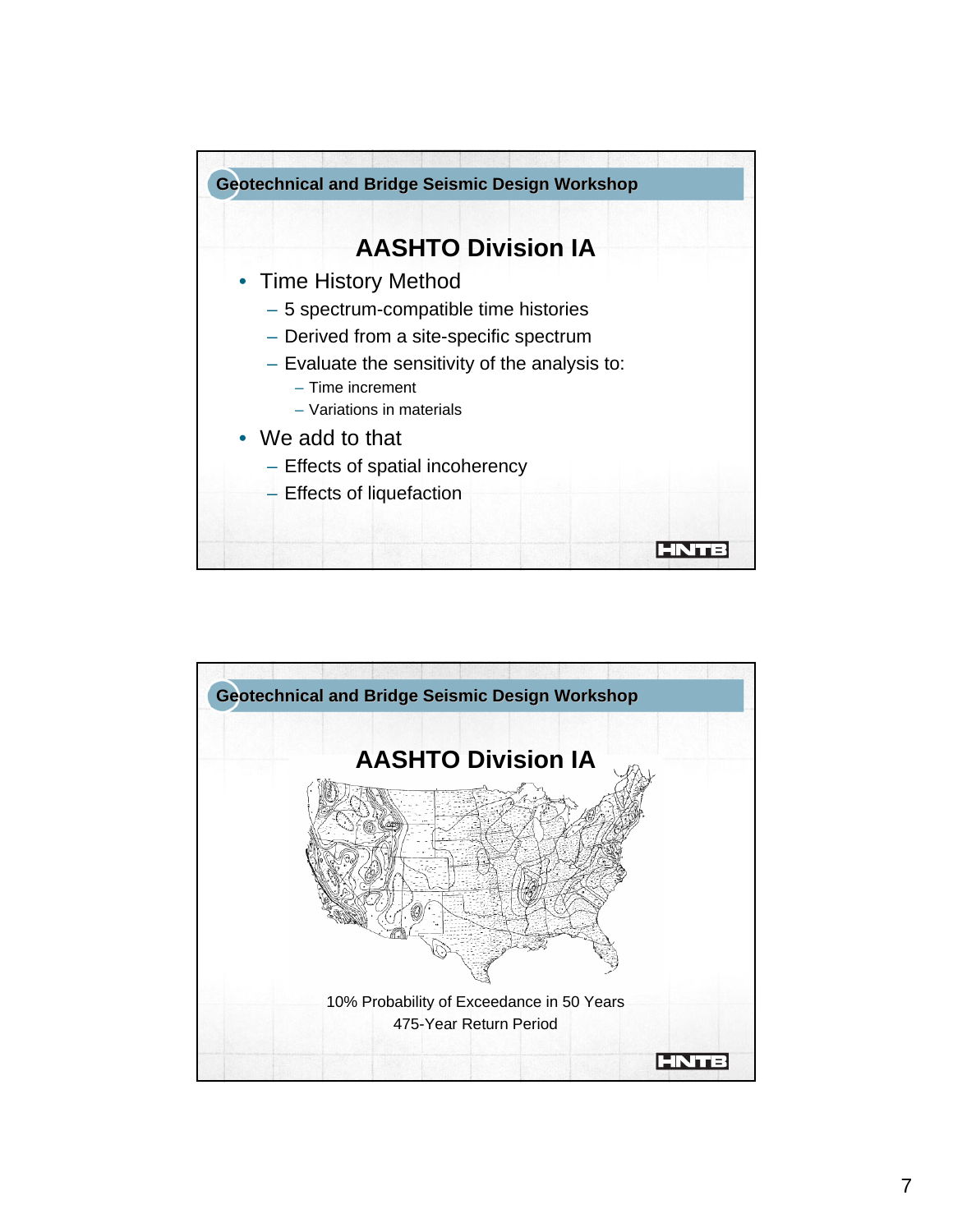Geotechnical and Bridge Seismic Design Workshop

## AASHTO Division IA

- Time History Method
  - 5 spectrum-compatible time histories
  - Derived from a site-specific spectrum
  - Evaluate the sensitivity of the analysis to:
    - Time increment
    - Variations in materials
- We add to that
  - Effects of spatial incoherency
  - Effects of liquefaction

Geotechnical and Bridge Seismic Design Workshop

## AASHTO Division IA

10% Probability of Exceedance in 50 Years
475-Year Return Period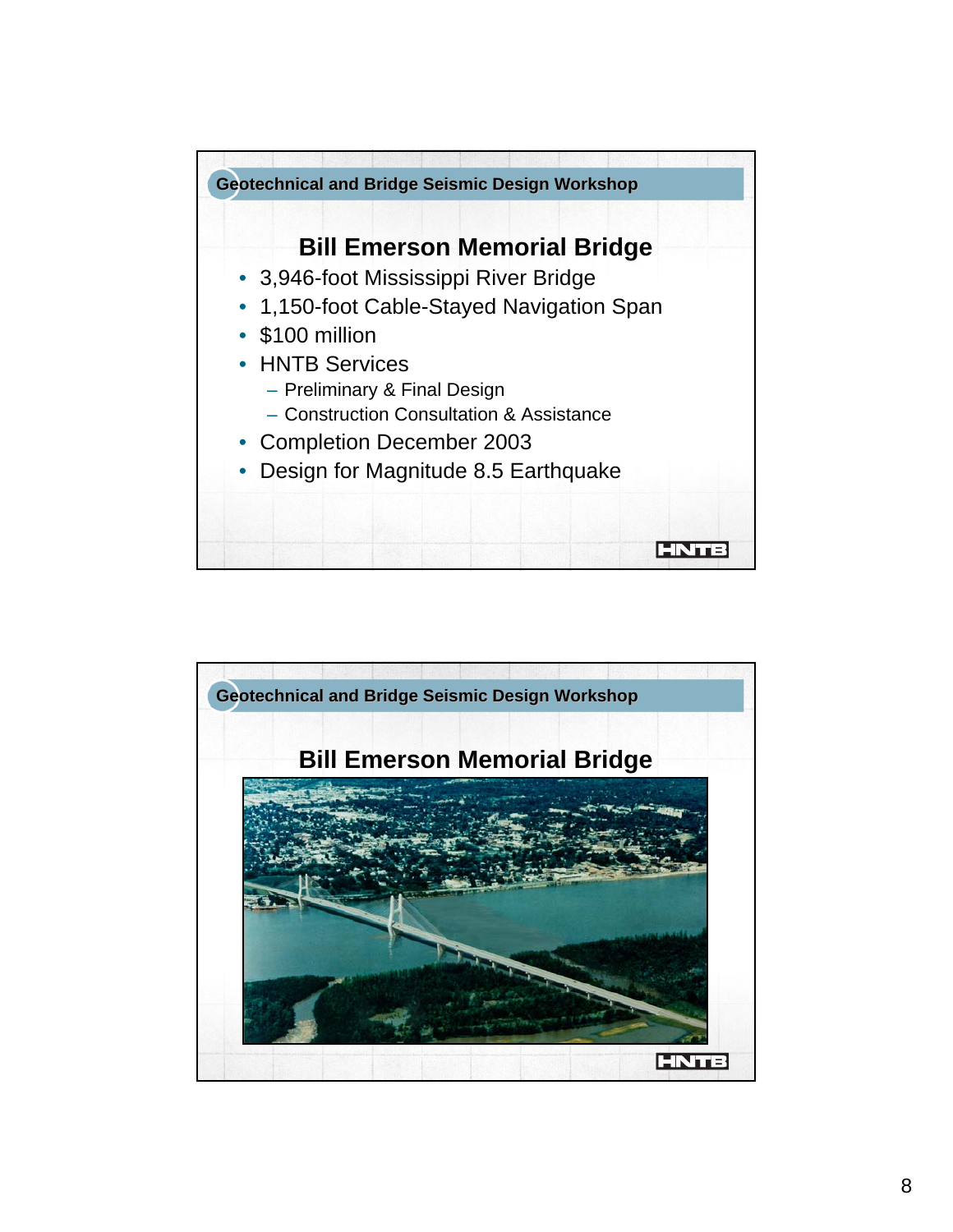## Bill Emerson Memorial Bridge

- 3,946-foot Mississippi River Bridge
- 1,150-foot Cable-Stayed Navigation Span
- $100 million
- HNTB Services
  - Preliminary & Final Design
  - Construction Consultation & Assistance
- Completion December 2003
- Design for Magnitude 8.5 Earthquake

## Bill Emerson Memorial Bridge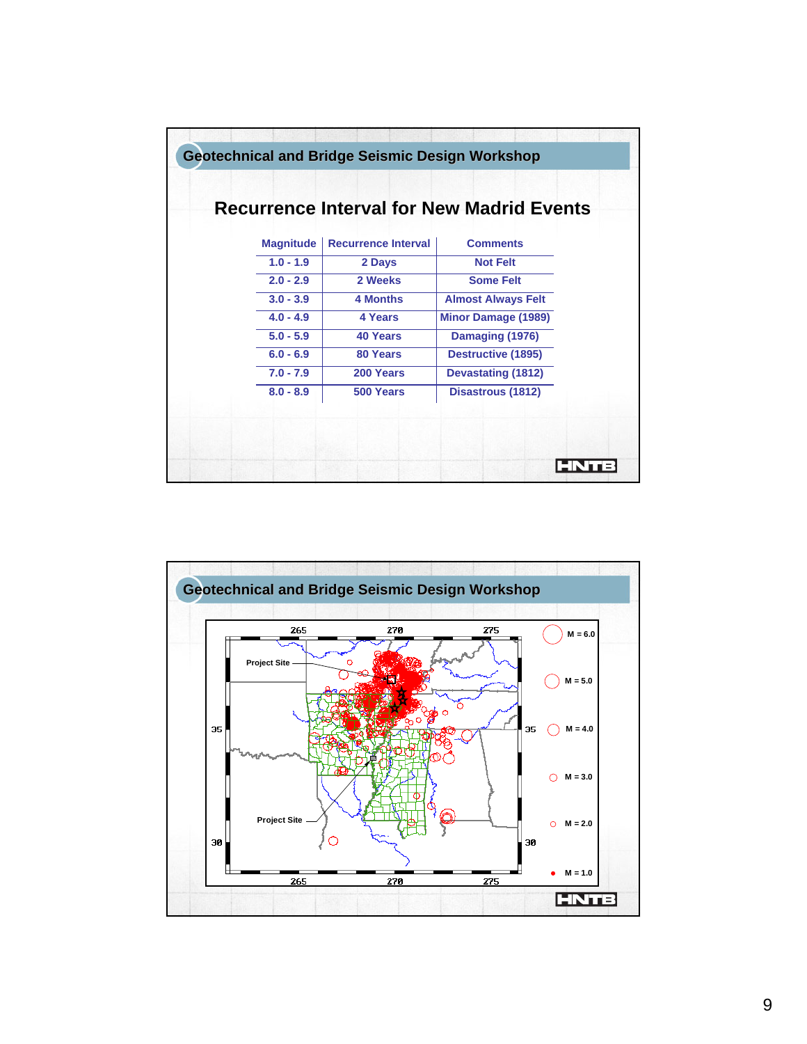## Geotechnical and Bridge Seismic Design Workshop

# Recurrence Interval for New Madrid Events

| Magnitude | Recurrence Interval | Comments |
|---|---|---|
| 1.0 - 1.9 | 2 Days | Not Felt |
| 2.0 - 2.9 | 2 Weeks | Some Felt |
| 3.0 - 3.9 | 4 Months | Almost Always Felt |
| 4.0 - 4.9 | 4 Years | Minor Damage (1989) |
| 5.0 - 5.9 | 40 Years | Damaging (1976) |
| 6.0 - 6.9 | 80 Years | Destructive (1895) |
| 7.0 - 7.9 | 200 Years | Devastating (1812) |
| 8.0 - 8.9 | 500 Years | Disastrous (1812) |

## Geotechnical and Bridge Seismic Design Workshop

Project Site

Project Site

265 270 275

35 30

M = 6.0

M = 5.0

M = 4.0

M = 3.0

M = 2.0

M = 1.0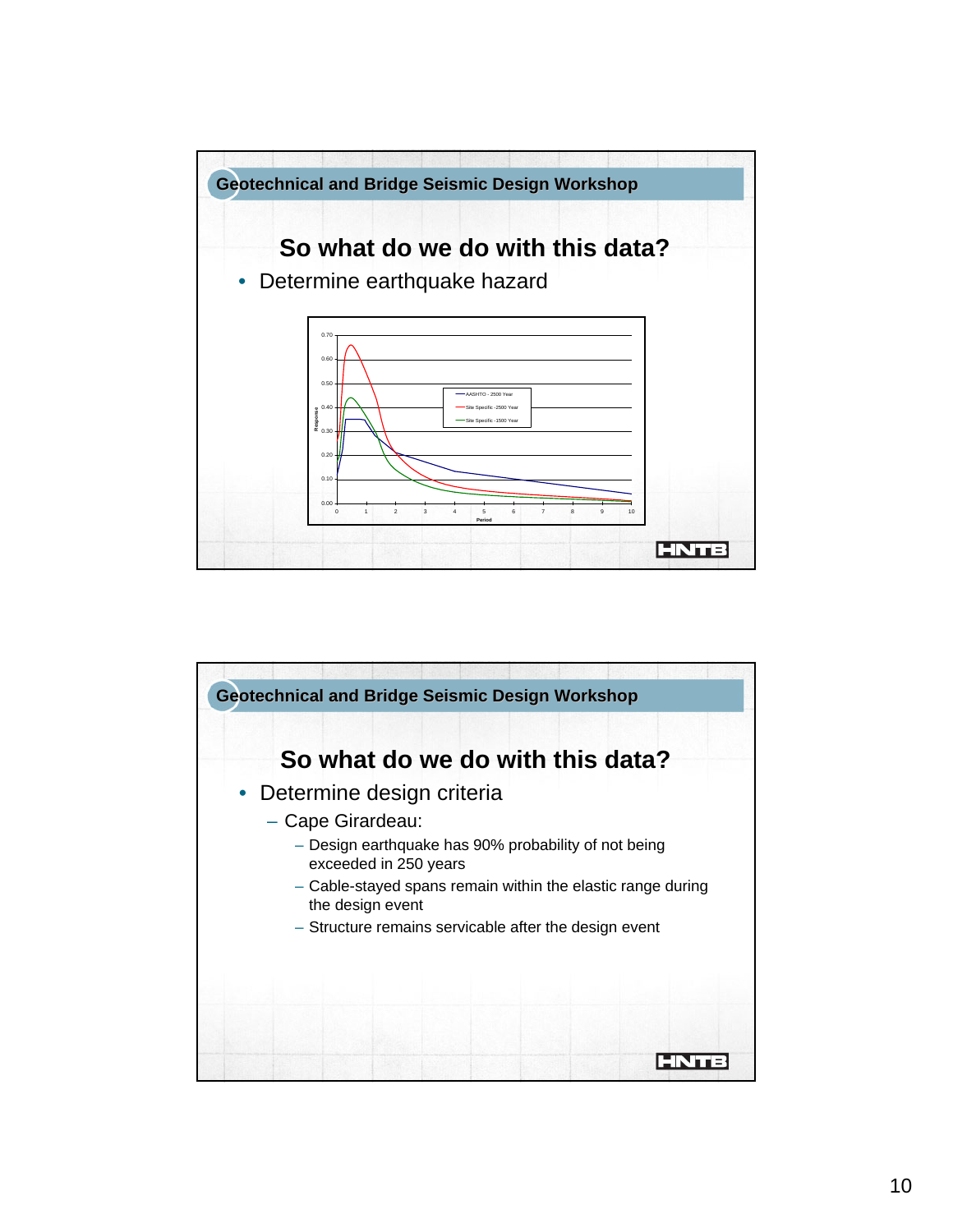## Geotechnical and Bridge Seismic Design Workshop

### So what do we do with this data?

- Determine earthquake hazard

Legend: AASHTO - 2500 Year; Site Specific - 2500 Year; Site Specific - 1500 Year

Y-axis: Response (0.00 – 0.70); X-axis: Period (0 – 10)

## Geotechnical and Bridge Seismic Design Workshop

### So what do we do with this data?

- Determine design criteria
  - Cape Girardeau:
    - Design earthquake has 90% probability of not being exceeded in 250 years
    - Cable-stayed spans remain within the elastic range during the design event
    - Structure remains servicable after the design event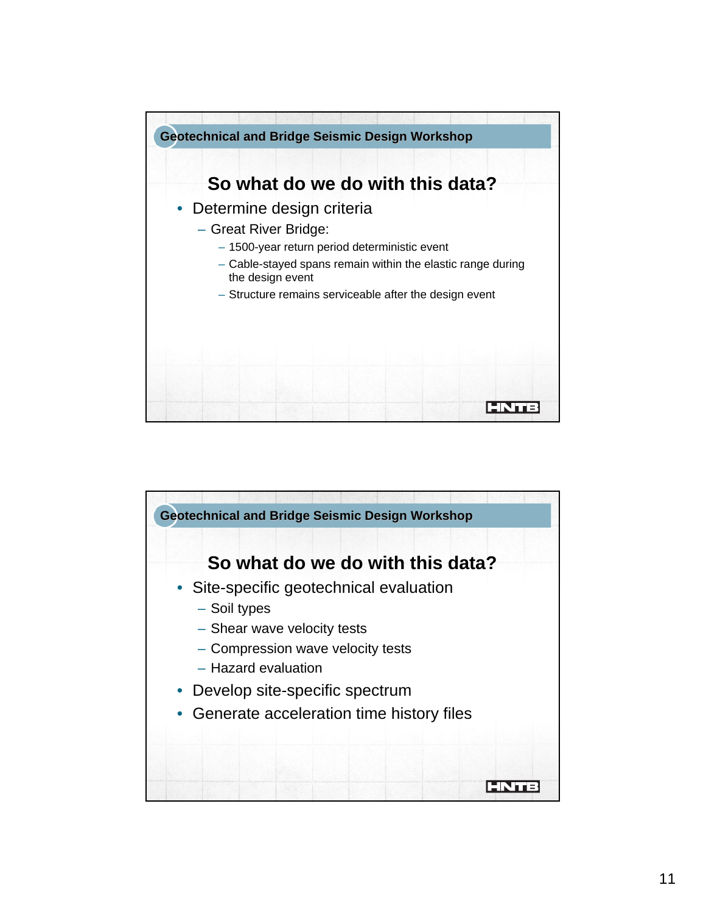Geotechnical and Bridge Seismic Design Workshop

## So what do we do with this data?

- Determine design criteria
  - Great River Bridge:
    - 1500-year return period deterministic event
    - Cable-stayed spans remain within the elastic range during the design event
    - Structure remains serviceable after the design event

HNTB

Geotechnical and Bridge Seismic Design Workshop

## So what do we do with this data?

- Site-specific geotechnical evaluation
  - Soil types
  - Shear wave velocity tests
  - Compression wave velocity tests
  - Hazard evaluation
- Develop site-specific spectrum
- Generate acceleration time history files

HNTB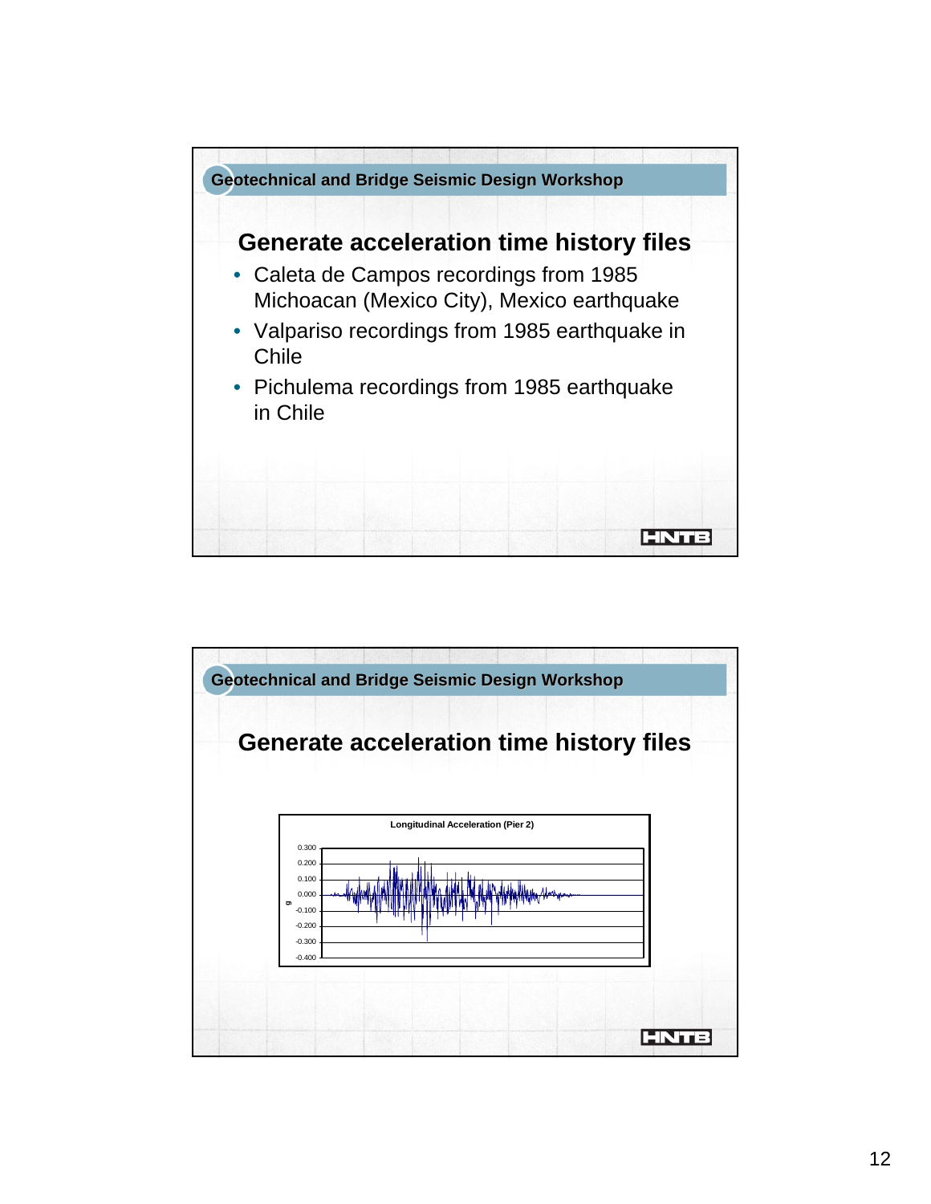## Generate acceleration time history files

- Caleta de Campos recordings from 1985 Michoacan (Mexico City), Mexico earthquake
- Valpariso recordings from 1985 earthquake in Chile
- Pichulema recordings from 1985 earthquake in Chile

## Generate acceleration time history files

Longitudinal Acceleration (Pier 2)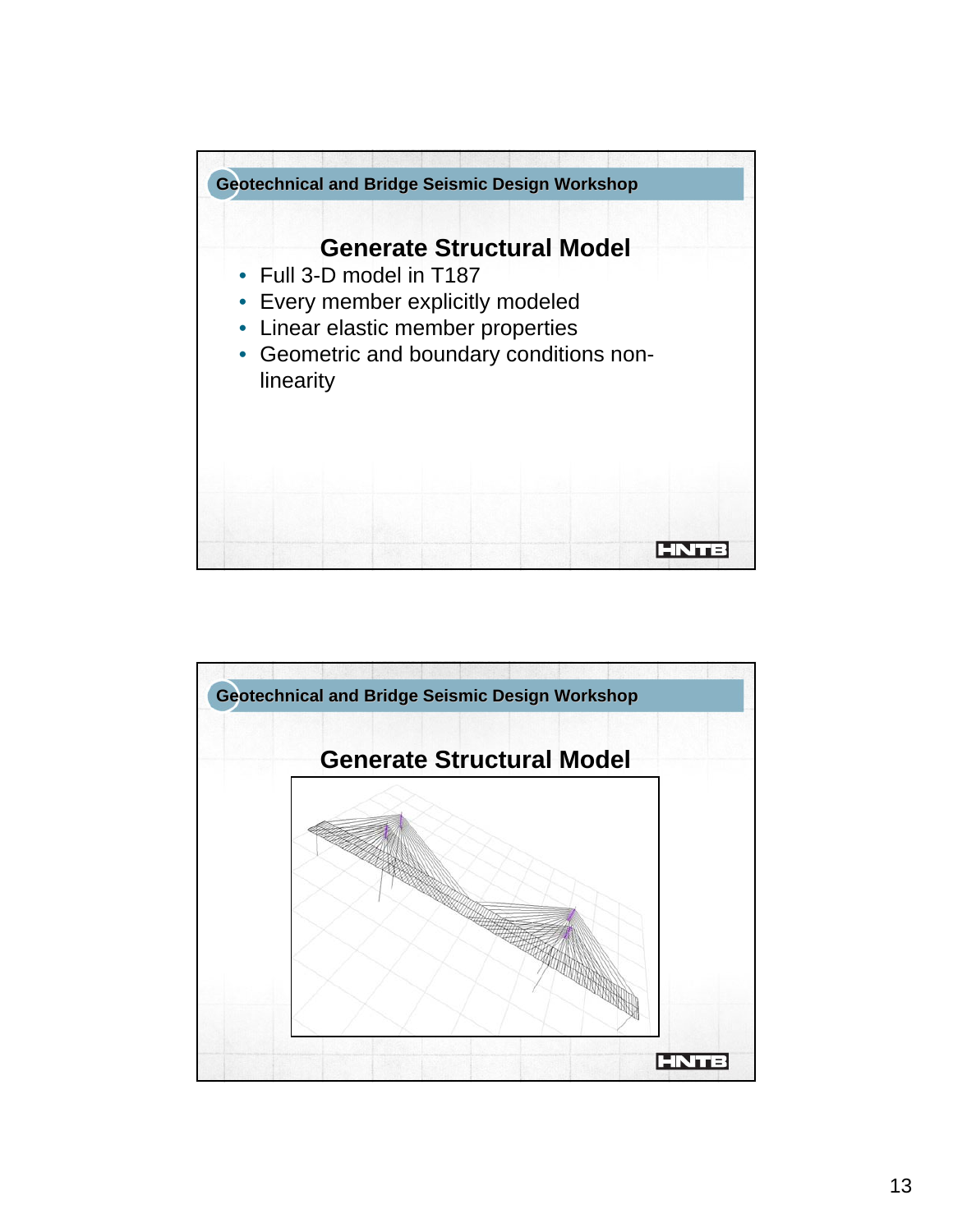Geotechnical and Bridge Seismic Design Workshop

## Generate Structural Model

- Full 3-D model in T187
- Every member explicitly modeled
- Linear elastic member properties
- Geometric and boundary conditions non-linearity

HNTB

Geotechnical and Bridge Seismic Design Workshop

## Generate Structural Model

HNTB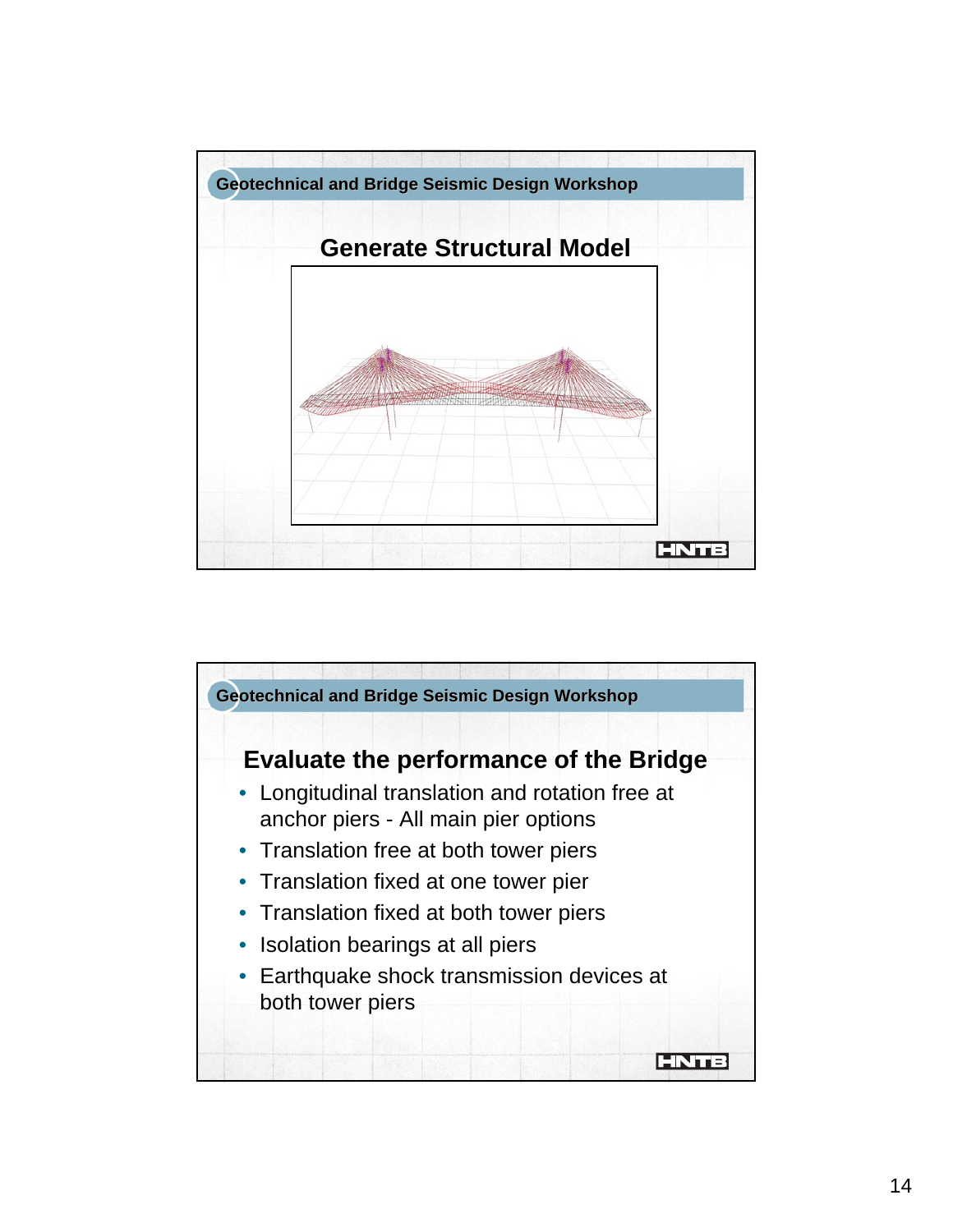Geotechnical and Bridge Seismic Design Workshop

## Generate Structural Model

HNTB

Geotechnical and Bridge Seismic Design Workshop

## Evaluate the performance of the Bridge

- Longitudinal translation and rotation free at anchor piers - All main pier options
- Translation free at both tower piers
- Translation fixed at one tower pier
- Translation fixed at both tower piers
- Isolation bearings at all piers
- Earthquake shock transmission devices at both tower piers

HNTB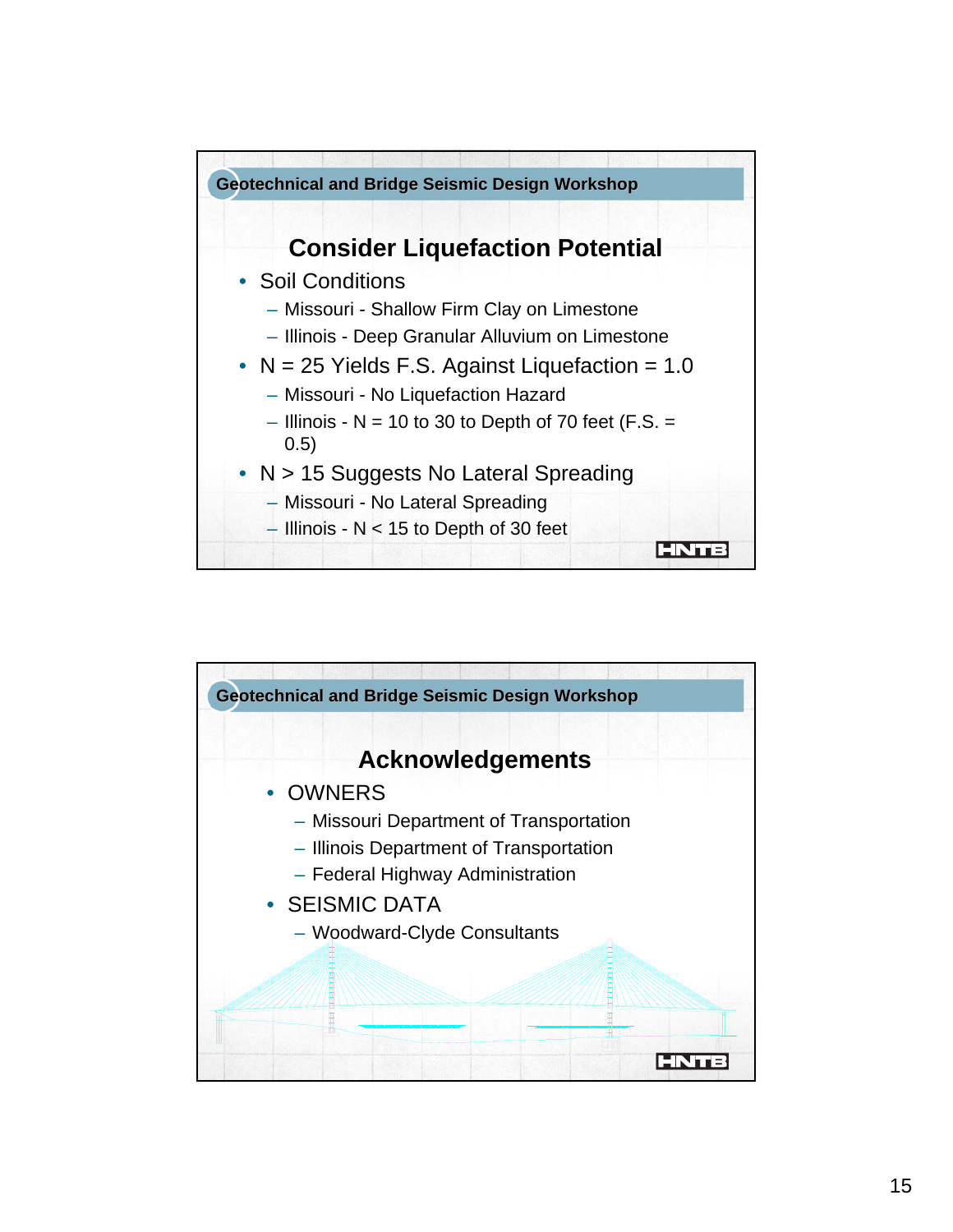Geotechnical and Bridge Seismic Design Workshop

## Consider Liquefaction Potential

- Soil Conditions
  - Missouri - Shallow Firm Clay on Limestone
  - Illinois - Deep Granular Alluvium on Limestone
- N = 25 Yields F.S. Against Liquefaction = 1.0
  - Missouri - No Liquefaction Hazard
  - Illinois - N = 10 to 30 to Depth of 70 feet (F.S. = 0.5)
- N > 15 Suggests No Lateral Spreading
  - Missouri - No Lateral Spreading
  - Illinois - N < 15 to Depth of 30 feet

HNTB

Geotechnical and Bridge Seismic Design Workshop

## Acknowledgements

- OWNERS
  - Missouri Department of Transportation
  - Illinois Department of Transportation
  - Federal Highway Administration
- SEISMIC DATA
  - Woodward-Clyde Consultants

HNTB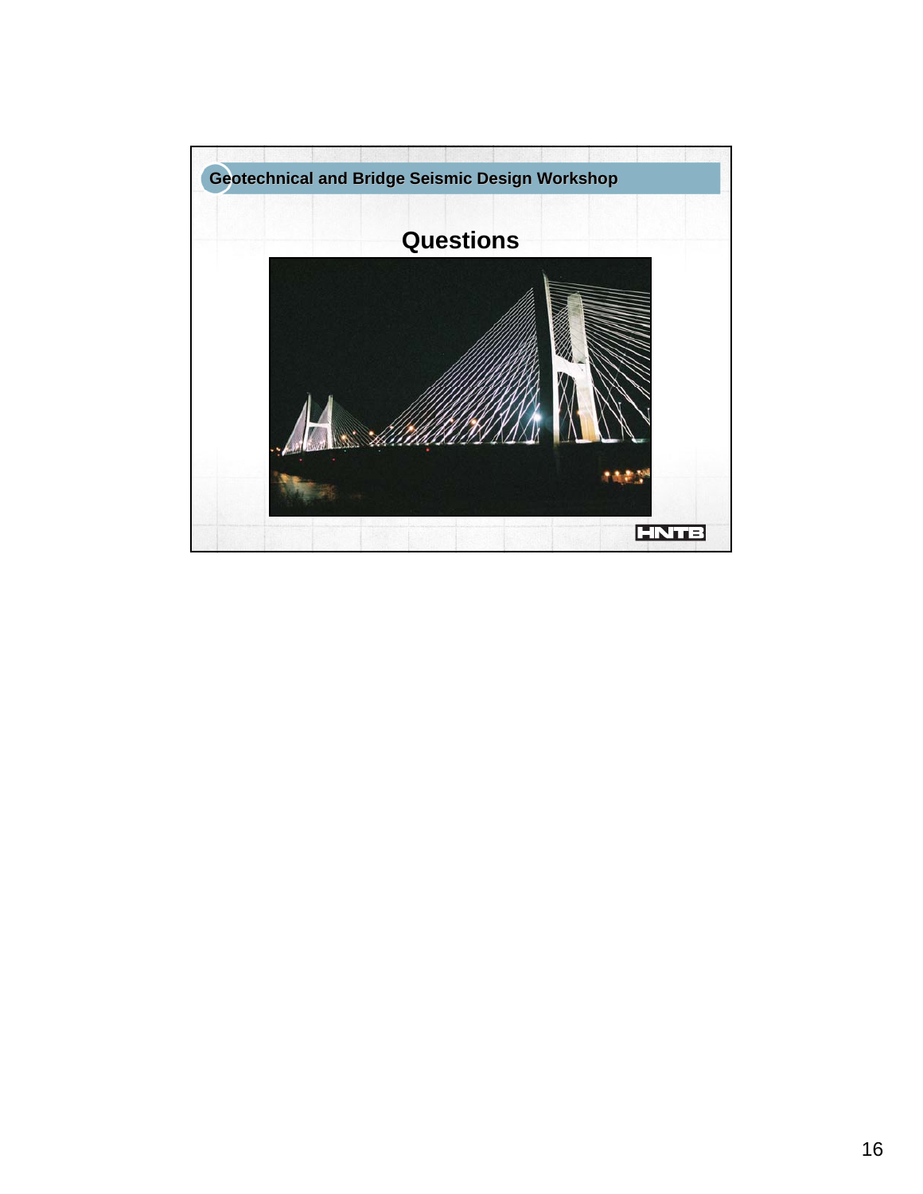Geotechnical and Bridge Seismic Design Workshop

## Questions

HNTB